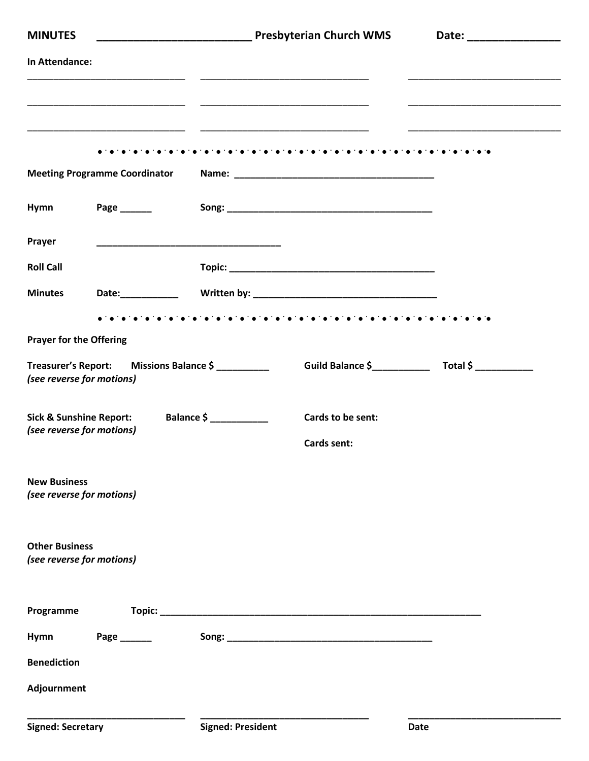**MINUTES** ________________________ **Presbyterian Church WMS** **Date:** _______________

**In Attendance:**

______________________________ ______________________________ ______________________________

______________________________ ______________________________ ______________________________

______________________________ ______________________________ ______________________________

• · • · • · • · • · • · • · • · • · • · • · • · • · • · • · • · • · • · • · • · • · • · • · • · • · • · •

**Meeting Programme Coordinator** **Name:** ______________________________________

**Hymn** **Page** ______ **Song:** ______________________________________

**Prayer** ___________________________________

**Roll Call** **Topic:** ______________________________________

**Minutes** **Date:**___________ **Written by:** ___________________________________

• · • · • · • · • · • · • · • · • · • · • · • · • · • · • · • · • · • · • · • · • · • · • · • · • · • · •

**Prayer for the Offering**

**Treasurer's Report:** **Missions Balance $** __________ **Guild Balance $**___________ **Total $** ___________
***(see reverse for motions)***

**Sick & Sunshine Report:** **Balance $** ___________ **Cards to be sent:**
***(see reverse for motions)***

**Cards sent:**

**New Business**
***(see reverse for motions)***

**Other Business**
***(see reverse for motions)***

**Programme** **Topic:** ____________________________________________________________

**Hymn** **Page** ______ **Song:** ______________________________________

**Benediction**

**Adjournment**

______________________________ ______________________________ ______________________________
**Signed: Secretary** **Signed: President** **Date**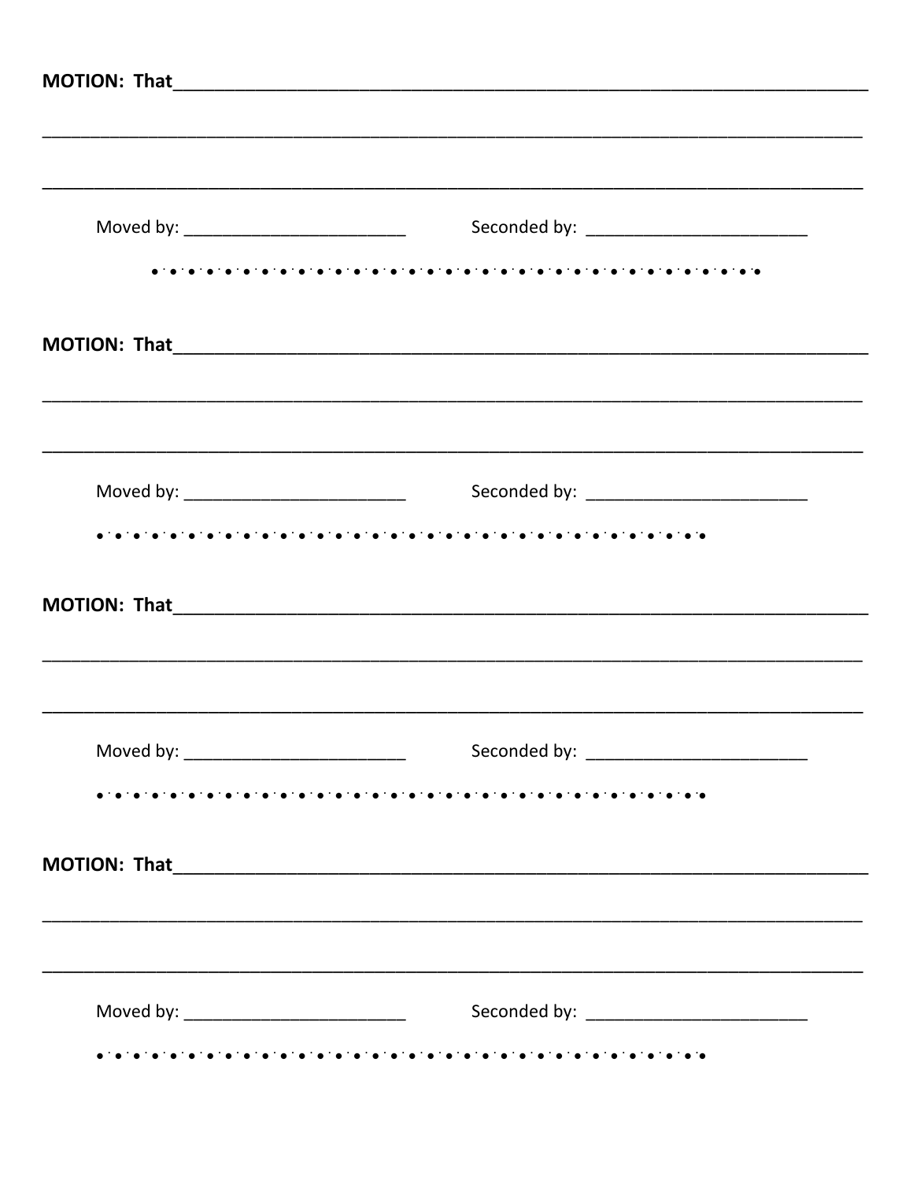**MOTION: That**\_\_\_\_\_\_\_\_\_\_\_\_\_\_\_\_\_\_\_\_\_\_\_\_\_\_\_\_\_\_\_\_\_\_\_\_\_\_\_\_\_\_\_\_\_\_\_\_\_\_\_\_\_\_\_\_\_\_\_\_\_\_\_\_\_\_

\_\_\_\_\_\_\_\_\_\_\_\_\_\_\_\_\_\_\_\_\_\_\_\_\_\_\_\_\_\_\_\_\_\_\_\_\_\_\_\_\_\_\_\_\_\_\_\_\_\_\_\_\_\_\_\_\_\_\_\_\_\_\_\_\_\_\_\_\_\_\_\_\_\_\_\_\_

\_\_\_\_\_\_\_\_\_\_\_\_\_\_\_\_\_\_\_\_\_\_\_\_\_\_\_\_\_\_\_\_\_\_\_\_\_\_\_\_\_\_\_\_\_\_\_\_\_\_\_\_\_\_\_\_\_\_\_\_\_\_\_\_\_\_\_\_\_\_\_\_\_\_\_\_\_

Moved by: \_\_\_\_\_\_\_\_\_\_\_\_\_\_\_\_\_\_\_\_\_\_\_ Seconded by: \_\_\_\_\_\_\_\_\_\_\_\_\_\_\_\_\_\_\_\_\_\_\_

**MOTION: That**\_\_\_\_\_\_\_\_\_\_\_\_\_\_\_\_\_\_\_\_\_\_\_\_\_\_\_\_\_\_\_\_\_\_\_\_\_\_\_\_\_\_\_\_\_\_\_\_\_\_\_\_\_\_\_\_\_\_\_\_\_\_\_\_\_\_

\_\_\_\_\_\_\_\_\_\_\_\_\_\_\_\_\_\_\_\_\_\_\_\_\_\_\_\_\_\_\_\_\_\_\_\_\_\_\_\_\_\_\_\_\_\_\_\_\_\_\_\_\_\_\_\_\_\_\_\_\_\_\_\_\_\_\_\_\_\_\_\_\_\_\_\_\_

\_\_\_\_\_\_\_\_\_\_\_\_\_\_\_\_\_\_\_\_\_\_\_\_\_\_\_\_\_\_\_\_\_\_\_\_\_\_\_\_\_\_\_\_\_\_\_\_\_\_\_\_\_\_\_\_\_\_\_\_\_\_\_\_\_\_\_\_\_\_\_\_\_\_\_\_\_

Moved by: \_\_\_\_\_\_\_\_\_\_\_\_\_\_\_\_\_\_\_\_\_\_\_ Seconded by: \_\_\_\_\_\_\_\_\_\_\_\_\_\_\_\_\_\_\_\_\_\_\_

**MOTION: That**\_\_\_\_\_\_\_\_\_\_\_\_\_\_\_\_\_\_\_\_\_\_\_\_\_\_\_\_\_\_\_\_\_\_\_\_\_\_\_\_\_\_\_\_\_\_\_\_\_\_\_\_\_\_\_\_\_\_\_\_\_\_\_\_\_\_

\_\_\_\_\_\_\_\_\_\_\_\_\_\_\_\_\_\_\_\_\_\_\_\_\_\_\_\_\_\_\_\_\_\_\_\_\_\_\_\_\_\_\_\_\_\_\_\_\_\_\_\_\_\_\_\_\_\_\_\_\_\_\_\_\_\_\_\_\_\_\_\_\_\_\_\_\_

\_\_\_\_\_\_\_\_\_\_\_\_\_\_\_\_\_\_\_\_\_\_\_\_\_\_\_\_\_\_\_\_\_\_\_\_\_\_\_\_\_\_\_\_\_\_\_\_\_\_\_\_\_\_\_\_\_\_\_\_\_\_\_\_\_\_\_\_\_\_\_\_\_\_\_\_\_

Moved by: \_\_\_\_\_\_\_\_\_\_\_\_\_\_\_\_\_\_\_\_\_\_\_ Seconded by: \_\_\_\_\_\_\_\_\_\_\_\_\_\_\_\_\_\_\_\_\_\_\_

**MOTION: That**\_\_\_\_\_\_\_\_\_\_\_\_\_\_\_\_\_\_\_\_\_\_\_\_\_\_\_\_\_\_\_\_\_\_\_\_\_\_\_\_\_\_\_\_\_\_\_\_\_\_\_\_\_\_\_\_\_\_\_\_\_\_\_\_\_\_

\_\_\_\_\_\_\_\_\_\_\_\_\_\_\_\_\_\_\_\_\_\_\_\_\_\_\_\_\_\_\_\_\_\_\_\_\_\_\_\_\_\_\_\_\_\_\_\_\_\_\_\_\_\_\_\_\_\_\_\_\_\_\_\_\_\_\_\_\_\_\_\_\_\_\_\_\_

\_\_\_\_\_\_\_\_\_\_\_\_\_\_\_\_\_\_\_\_\_\_\_\_\_\_\_\_\_\_\_\_\_\_\_\_\_\_\_\_\_\_\_\_\_\_\_\_\_\_\_\_\_\_\_\_\_\_\_\_\_\_\_\_\_\_\_\_\_\_\_\_\_\_\_\_\_

Moved by: \_\_\_\_\_\_\_\_\_\_\_\_\_\_\_\_\_\_\_\_\_\_\_ Seconded by: \_\_\_\_\_\_\_\_\_\_\_\_\_\_\_\_\_\_\_\_\_\_\_